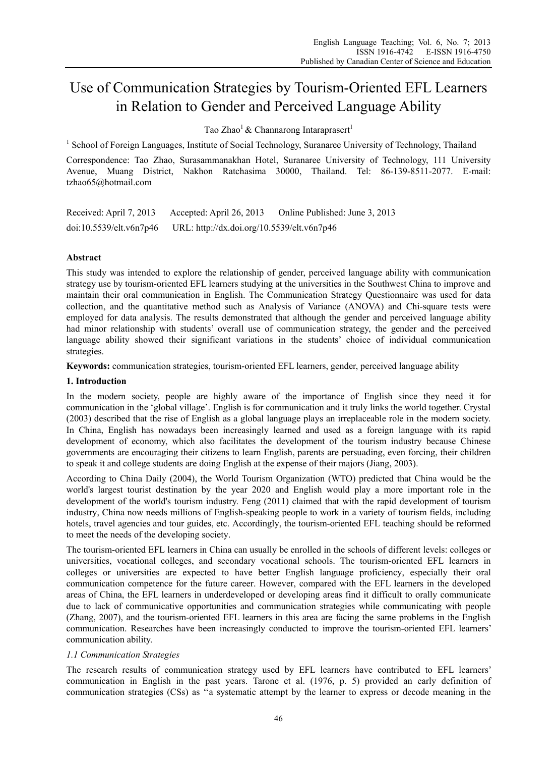# Use of Communication Strategies by Tourism-Oriented EFL Learners in Relation to Gender and Perceived Language Ability

Tao Zhao[1] & Channarong Intaraprasert[1]

[1] School of Foreign Languages, Institute of Social Technology, Suranaree University of Technology, Thailand

Correspondence: Tao Zhao, Surasammanakhan Hotel, Suranaree University of Technology, 111 University Avenue, Muang District, Nakhon Ratchasima 30000, Thailand. Tel: 86-139-8511-2077. E-mail: tzhao65@hotmail.com

Received: April 7, 2013 Accepted: April 26, 2013 Online Published: June 3, 2013

doi:10.5539/elt.v6n7p46 URL: http://dx.doi.org/10.5539/elt.v6n7p46

## Abstract

This study was intended to explore the relationship of gender, perceived language ability with communication strategy use by tourism-oriented EFL learners studying at the universities in the Southwest China to improve and maintain their oral communication in English. The Communication Strategy Questionnaire was used for data collection, and the quantitative method such as Analysis of Variance (ANOVA) and Chi-square tests were employed for data analysis. The results demonstrated that although the gender and perceived language ability had minor relationship with students' overall use of communication strategy, the gender and the perceived language ability showed their significant variations in the students' choice of individual communication strategies.

**Keywords:** communication strategies, tourism-oriented EFL learners, gender, perceived language ability

## 1. Introduction

In the modern society, people are highly aware of the importance of English since they need it for communication in the 'global village'. English is for communication and it truly links the world together. Crystal (2003) described that the rise of English as a global language plays an irreplaceable role in the modern society. In China, English has nowadays been increasingly learned and used as a foreign language with its rapid development of economy, which also facilitates the development of the tourism industry because Chinese governments are encouraging their citizens to learn English, parents are persuading, even forcing, their children to speak it and college students are doing English at the expense of their majors (Jiang, 2003).

According to China Daily (2004), the World Tourism Organization (WTO) predicted that China would be the world's largest tourist destination by the year 2020 and English would play a more important role in the development of the world's tourism industry. Feng (2011) claimed that with the rapid development of tourism industry, China now needs millions of English-speaking people to work in a variety of tourism fields, including hotels, travel agencies and tour guides, etc. Accordingly, the tourism-oriented EFL teaching should be reformed to meet the needs of the developing society.

The tourism-oriented EFL learners in China can usually be enrolled in the schools of different levels: colleges or universities, vocational colleges, and secondary vocational schools. The tourism-oriented EFL learners in colleges or universities are expected to have better English language proficiency, especially their oral communication competence for the future career. However, compared with the EFL learners in the developed areas of China, the EFL learners in underdeveloped or developing areas find it difficult to orally communicate due to lack of communicative opportunities and communication strategies while communicating with people (Zhang, 2007), and the tourism-oriented EFL learners in this area are facing the same problems in the English communication. Researches have been increasingly conducted to improve the tourism-oriented EFL learners' communication ability.

### *1.1 Communication Strategies*

The research results of communication strategy used by EFL learners have contributed to EFL learners' communication in English in the past years. Tarone et al. (1976, p. 5) provided an early definition of communication strategies (CSs) as ''a systematic attempt by the learner to express or decode meaning in the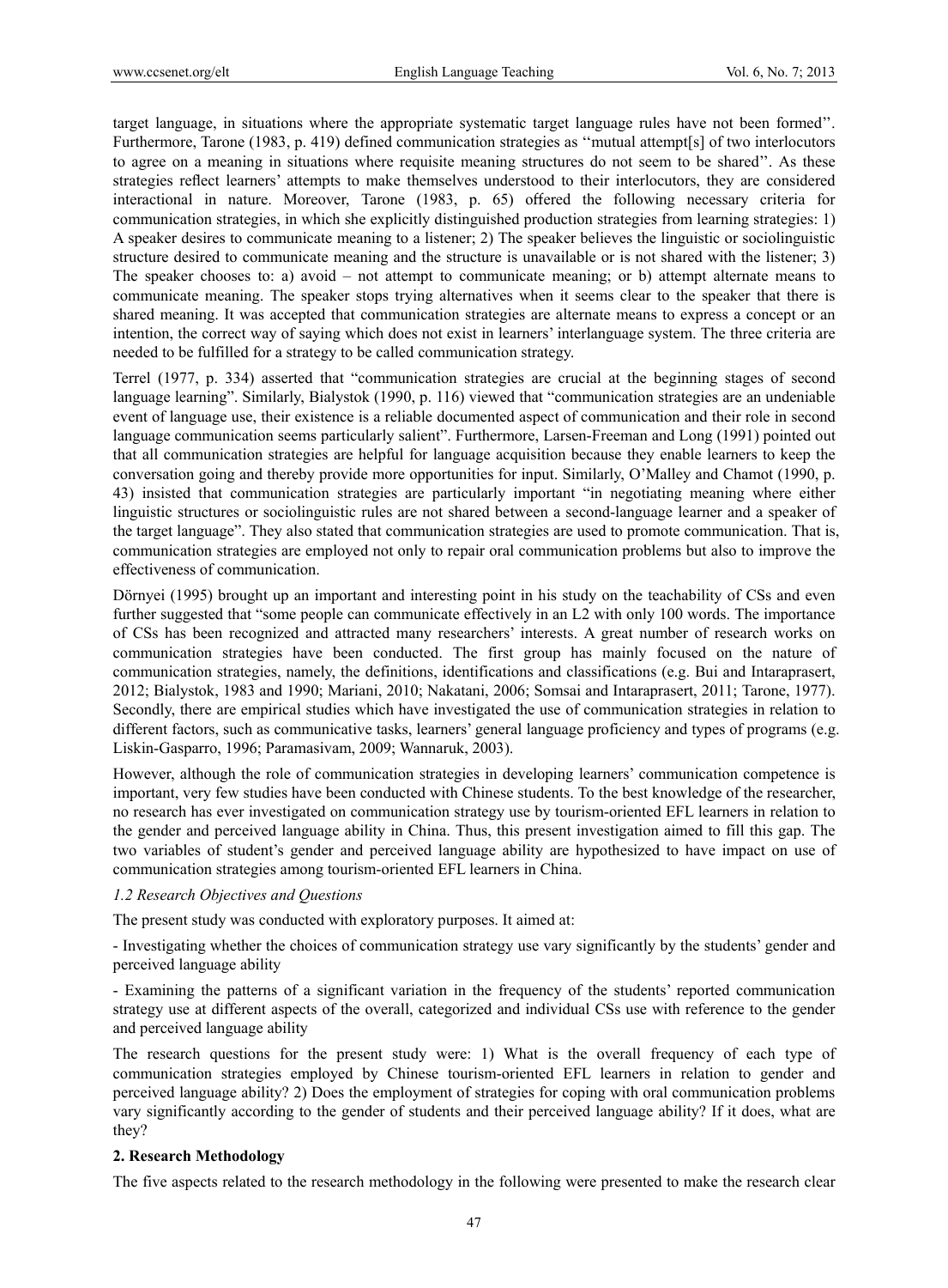target language, in situations where the appropriate systematic target language rules have not been formed''. Furthermore, Tarone (1983, p. 419) defined communication strategies as ''mutual attempt[s] of two interlocutors to agree on a meaning in situations where requisite meaning structures do not seem to be shared''. As these strategies reflect learners' attempts to make themselves understood to their interlocutors, they are considered interactional in nature. Moreover, Tarone (1983, p. 65) offered the following necessary criteria for communication strategies, in which she explicitly distinguished production strategies from learning strategies: 1) A speaker desires to communicate meaning to a listener; 2) The speaker believes the linguistic or sociolinguistic structure desired to communicate meaning and the structure is unavailable or is not shared with the listener; 3) The speaker chooses to: a) avoid – not attempt to communicate meaning; or b) attempt alternate means to communicate meaning. The speaker stops trying alternatives when it seems clear to the speaker that there is shared meaning. It was accepted that communication strategies are alternate means to express a concept or an intention, the correct way of saying which does not exist in learners' interlanguage system. The three criteria are needed to be fulfilled for a strategy to be called communication strategy.

Terrel (1977, p. 334) asserted that "communication strategies are crucial at the beginning stages of second language learning". Similarly, Bialystok (1990, p. 116) viewed that "communication strategies are an undeniable event of language use, their existence is a reliable documented aspect of communication and their role in second language communication seems particularly salient". Furthermore, Larsen-Freeman and Long (1991) pointed out that all communication strategies are helpful for language acquisition because they enable learners to keep the conversation going and thereby provide more opportunities for input. Similarly, O'Malley and Chamot (1990, p. 43) insisted that communication strategies are particularly important "in negotiating meaning where either linguistic structures or sociolinguistic rules are not shared between a second-language learner and a speaker of the target language". They also stated that communication strategies are used to promote communication. That is, communication strategies are employed not only to repair oral communication problems but also to improve the effectiveness of communication.

Dörnyei (1995) brought up an important and interesting point in his study on the teachability of CSs and even further suggested that "some people can communicate effectively in an L2 with only 100 words. The importance of CSs has been recognized and attracted many researchers' interests. A great number of research works on communication strategies have been conducted. The first group has mainly focused on the nature of communication strategies, namely, the definitions, identifications and classifications (e.g. Bui and Intaraprasert, 2012; Bialystok, 1983 and 1990; Mariani, 2010; Nakatani, 2006; Somsai and Intaraprasert, 2011; Tarone, 1977). Secondly, there are empirical studies which have investigated the use of communication strategies in relation to different factors, such as communicative tasks, learners' general language proficiency and types of programs (e.g. Liskin-Gasparro, 1996; Paramasivam, 2009; Wannaruk, 2003).

However, although the role of communication strategies in developing learners' communication competence is important, very few studies have been conducted with Chinese students. To the best knowledge of the researcher, no research has ever investigated on communication strategy use by tourism-oriented EFL learners in relation to the gender and perceived language ability in China. Thus, this present investigation aimed to fill this gap. The two variables of student's gender and perceived language ability are hypothesized to have impact on use of communication strategies among tourism-oriented EFL learners in China.

### *1.2 Research Objectives and Questions*

The present study was conducted with exploratory purposes. It aimed at:

- Investigating whether the choices of communication strategy use vary significantly by the students' gender and perceived language ability

- Examining the patterns of a significant variation in the frequency of the students' reported communication strategy use at different aspects of the overall, categorized and individual CSs use with reference to the gender and perceived language ability

The research questions for the present study were: 1) What is the overall frequency of each type of communication strategies employed by Chinese tourism-oriented EFL learners in relation to gender and perceived language ability? 2) Does the employment of strategies for coping with oral communication problems vary significantly according to the gender of students and their perceived language ability? If it does, what are they?

## **2. Research Methodology**

The five aspects related to the research methodology in the following were presented to make the research clear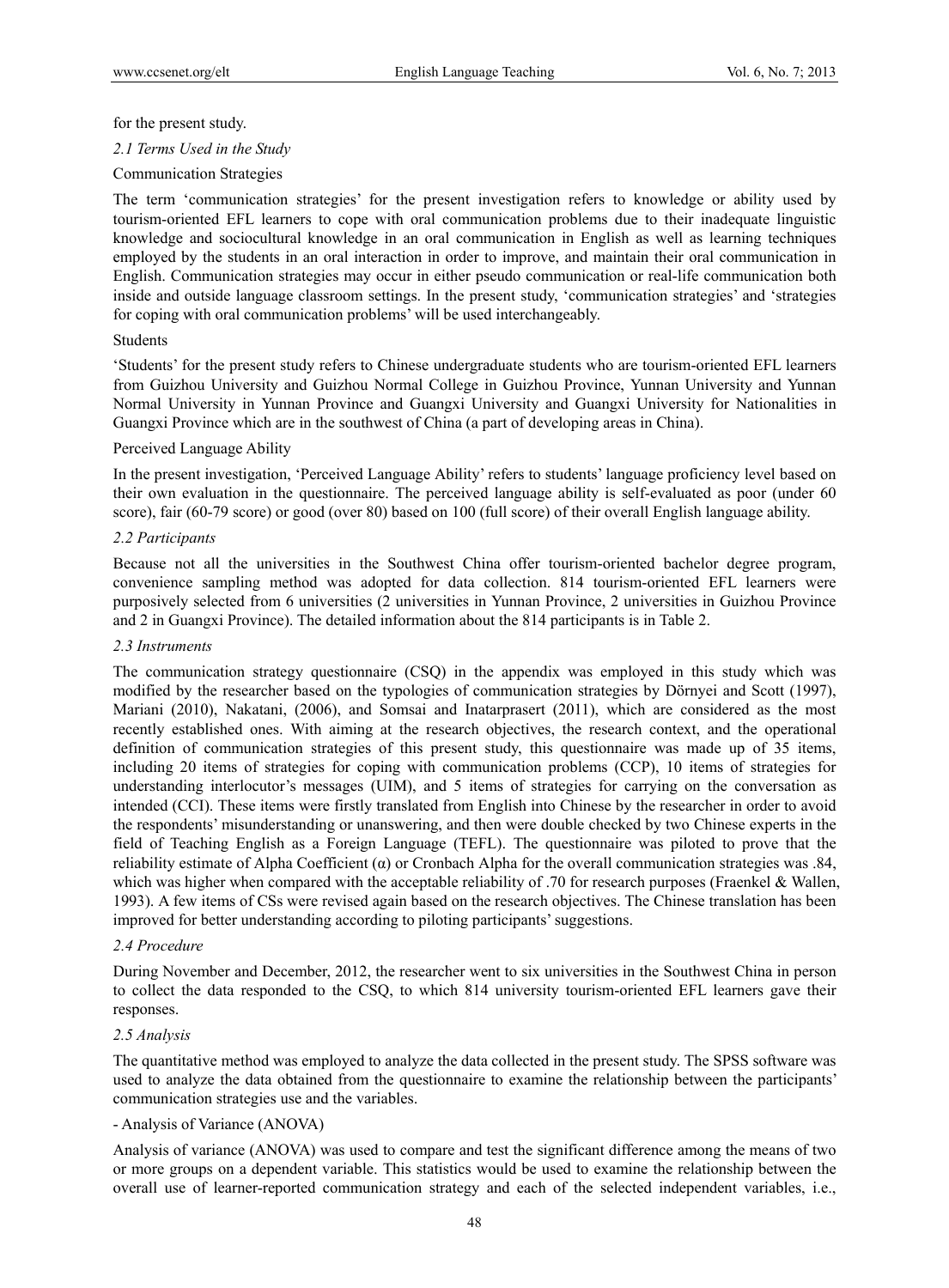for the present study.

### *2.1 Terms Used in the Study*

Communication Strategies

The term 'communication strategies' for the present investigation refers to knowledge or ability used by tourism-oriented EFL learners to cope with oral communication problems due to their inadequate linguistic knowledge and sociocultural knowledge in an oral communication in English as well as learning techniques employed by the students in an oral interaction in order to improve, and maintain their oral communication in English. Communication strategies may occur in either pseudo communication or real-life communication both inside and outside language classroom settings. In the present study, 'communication strategies' and 'strategies for coping with oral communication problems' will be used interchangeably.

Students

'Students' for the present study refers to Chinese undergraduate students who are tourism-oriented EFL learners from Guizhou University and Guizhou Normal College in Guizhou Province, Yunnan University and Yunnan Normal University in Yunnan Province and Guangxi University and Guangxi University for Nationalities in Guangxi Province which are in the southwest of China (a part of developing areas in China).

Perceived Language Ability

In the present investigation, 'Perceived Language Ability' refers to students' language proficiency level based on their own evaluation in the questionnaire. The perceived language ability is self-evaluated as poor (under 60 score), fair (60-79 score) or good (over 80) based on 100 (full score) of their overall English language ability.

### *2.2 Participants*

Because not all the universities in the Southwest China offer tourism-oriented bachelor degree program, convenience sampling method was adopted for data collection. 814 tourism-oriented EFL learners were purposively selected from 6 universities (2 universities in Yunnan Province, 2 universities in Guizhou Province and 2 in Guangxi Province). The detailed information about the 814 participants is in Table 2.

### *2.3 Instruments*

The communication strategy questionnaire (CSQ) in the appendix was employed in this study which was modified by the researcher based on the typologies of communication strategies by Dörnyei and Scott (1997), Mariani (2010), Nakatani, (2006), and Somsai and Inatarprasert (2011), which are considered as the most recently established ones. With aiming at the research objectives, the research context, and the operational definition of communication strategies of this present study, this questionnaire was made up of 35 items, including 20 items of strategies for coping with communication problems (CCP), 10 items of strategies for understanding interlocutor's messages (UIM), and 5 items of strategies for carrying on the conversation as intended (CCI). These items were firstly translated from English into Chinese by the researcher in order to avoid the respondents' misunderstanding or unanswering, and then were double checked by two Chinese experts in the field of Teaching English as a Foreign Language (TEFL). The questionnaire was piloted to prove that the reliability estimate of Alpha Coefficient ($\alpha$) or Cronbach Alpha for the overall communication strategies was .84, which was higher when compared with the acceptable reliability of .70 for research purposes (Fraenkel & Wallen, 1993). A few items of CSs were revised again based on the research objectives. The Chinese translation has been improved for better understanding according to piloting participants' suggestions.

### *2.4 Procedure*

During November and December, 2012, the researcher went to six universities in the Southwest China in person to collect the data responded to the CSQ, to which 814 university tourism-oriented EFL learners gave their responses.

### *2.5 Analysis*

The quantitative method was employed to analyze the data collected in the present study. The SPSS software was used to analyze the data obtained from the questionnaire to examine the relationship between the participants' communication strategies use and the variables.

- Analysis of Variance (ANOVA)

Analysis of variance (ANOVA) was used to compare and test the significant difference among the means of two or more groups on a dependent variable. This statistics would be used to examine the relationship between the overall use of learner-reported communication strategy and each of the selected independent variables, i.e.,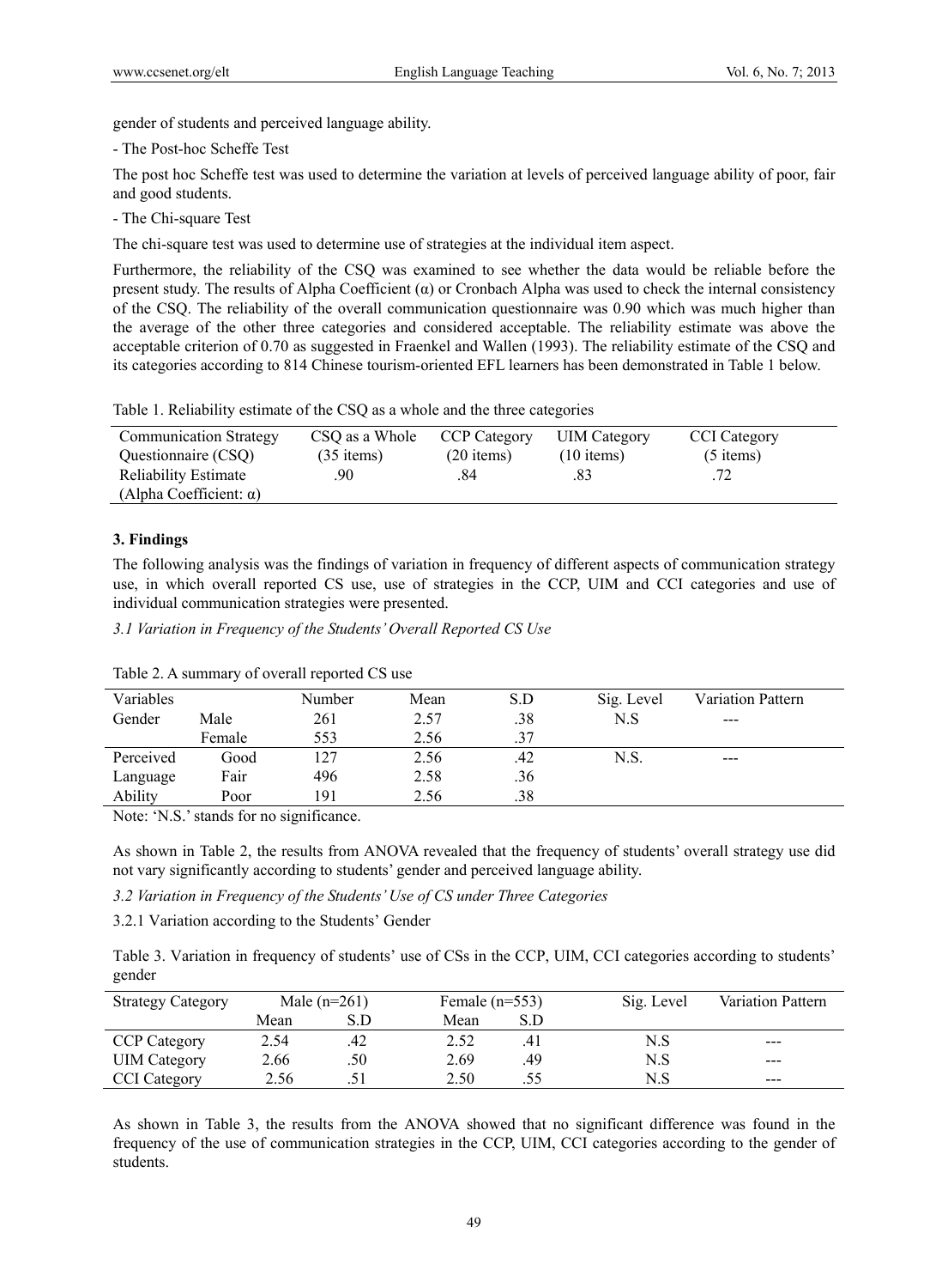gender of students and perceived language ability.

- The Post-hoc Scheffe Test

The post hoc Scheffe test was used to determine the variation at levels of perceived language ability of poor, fair and good students.

- The Chi-square Test

The chi-square test was used to determine use of strategies at the individual item aspect.

Furthermore, the reliability of the CSQ was examined to see whether the data would be reliable before the present study. The results of Alpha Coefficient (α) or Cronbach Alpha was used to check the internal consistency of the CSQ. The reliability of the overall communication questionnaire was 0.90 which was much higher than the average of the other three categories and considered acceptable. The reliability estimate was above the acceptable criterion of 0.70 as suggested in Fraenkel and Wallen (1993). The reliability estimate of the CSQ and its categories according to 814 Chinese tourism-oriented EFL learners has been demonstrated in Table 1 below.

Table 1. Reliability estimate of the CSQ as a whole and the three categories

| Communication Strategy Questionnaire (CSQ) | CSQ as a Whole (35 items) | CCP Category (20 items) | UIM Category (10 items) | CCI Category (5 items) |
|---|---|---|---|---|
| Reliability Estimate (Alpha Coefficient: α) | .90 | .84 | .83 | .72 |

## 3. Findings

The following analysis was the findings of variation in frequency of different aspects of communication strategy use, in which overall reported CS use, use of strategies in the CCP, UIM and CCI categories and use of individual communication strategies were presented.

*3.1 Variation in Frequency of the Students' Overall Reported CS Use*

Table 2. A summary of overall reported CS use

| Variables | | Number | Mean | S.D | Sig. Level | Variation Pattern |
|---|---|---|---|---|---|---|
| Gender | Male | 261 | 2.57 | .38 | N.S | --- |
| | Female | 553 | 2.56 | .37 | | |
| Perceived Language Ability | Good | 127 | 2.56 | .42 | N.S. | --- |
| | Fair | 496 | 2.58 | .36 | | |
| | Poor | 191 | 2.56 | .38 | | |

Note: 'N.S.' stands for no significance.

As shown in Table 2, the results from ANOVA revealed that the frequency of students' overall strategy use did not vary significantly according to students' gender and perceived language ability.

*3.2 Variation in Frequency of the Students' Use of CS under Three Categories*

3.2.1 Variation according to the Students' Gender

Table 3. Variation in frequency of students' use of CSs in the CCP, UIM, CCI categories according to students' gender

| Strategy Category | Male (n=261) | | Female (n=553) | | Sig. Level | Variation Pattern |
|---|---|---|---|---|---|---|
| | Mean | S.D | Mean | S.D | | |
| CCP Category | 2.54 | .42 | 2.52 | .41 | N.S | --- |
| UIM Category | 2.66 | .50 | 2.69 | .49 | N.S | --- |
| CCI Category | 2.56 | .51 | 2.50 | .55 | N.S | --- |

As shown in Table 3, the results from the ANOVA showed that no significant difference was found in the frequency of the use of communication strategies in the CCP, UIM, CCI categories according to the gender of students.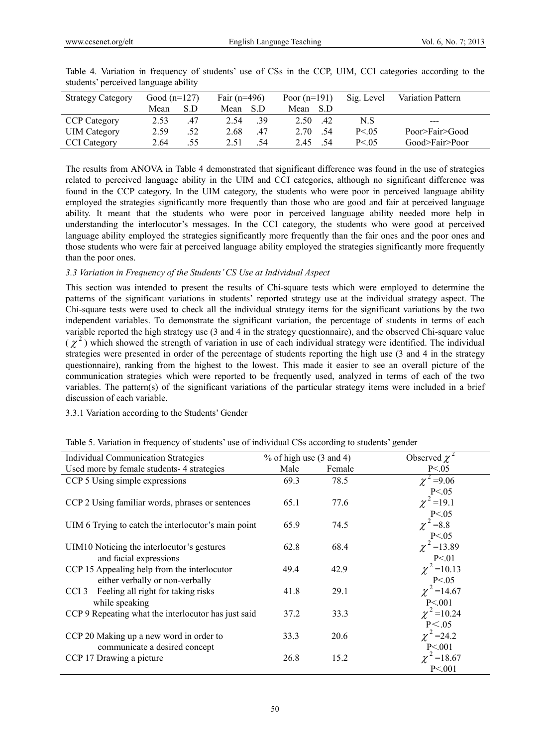Table 4. Variation in frequency of students' use of CSs in the CCP, UIM, CCI categories according to the students' perceived language ability

| Strategy Category | Good (n=127) | | Fair (n=496) | | Poor (n=191) | | Sig. Level | Variation Pattern |
|---|---|---|---|---|---|---|---|---|
| | Mean | S.D | Mean | S.D | Mean | S.D | | |
| CCP Category | 2.53 | .47 | 2.54 | .39 | 2.50 | .42 | N.S | --- |
| UIM Category | 2.59 | .52 | 2.68 | .47 | 2.70 | .54 | P<.05 | Poor>Fair>Good |
| CCI Category | 2.64 | .55 | 2.51 | .54 | 2.45 | .54 | P<.05 | Good>Fair>Poor |

The results from ANOVA in Table 4 demonstrated that significant difference was found in the use of strategies related to perceived language ability in the UIM and CCI categories, although no significant difference was found in the CCP category. In the UIM category, the students who were poor in perceived language ability employed the strategies significantly more frequently than those who are good and fair at perceived language ability. It meant that the students who were poor in perceived language ability needed more help in understanding the interlocutor's messages. In the CCI category, the students who were good at perceived language ability employed the strategies significantly more frequently than the fair ones and the poor ones and those students who were fair at perceived language ability employed the strategies significantly more frequently than the poor ones.

### *3.3 Variation in Frequency of the Students' CS Use at Individual Aspect*

This section was intended to present the results of Chi-square tests which were employed to determine the patterns of the significant variations in students' reported strategy use at the individual strategy aspect. The Chi-square tests were used to check all the individual strategy items for the significant variations by the two independent variables. To demonstrate the significant variation, the percentage of students in terms of each variable reported the high strategy use (3 and 4 in the strategy questionnaire), and the observed Chi-square value ($\chi^2$) which showed the strength of variation in use of each individual strategy were identified. The individual strategies were presented in order of the percentage of students reporting the high use (3 and 4 in the strategy questionnaire), ranking from the highest to the lowest. This made it easier to see an overall picture of the communication strategies which were reported to be frequently used, analyzed in terms of each of the two variables. The pattern(s) of the significant variations of the particular strategy items were included in a brief discussion of each variable.

#### 3.3.1 Variation according to the Students' Gender

Table 5. Variation in frequency of students' use of individual CSs according to students' gender

| Individual Communication Strategies | % of high use (3 and 4) | | Observed $\chi^2$ |
|---|---|---|---|
| Used more by female students- 4 strategies | Male | Female | P<.05 |
| CCP 5 Using simple expressions | 69.3 | 78.5 | $\chi^2$=9.06 P<.05 |
| CCP 2 Using familiar words, phrases or sentences | 65.1 | 77.6 | $\chi^2$=19.1 P<.05 |
| UIM 6 Trying to catch the interlocutor's main point | 65.9 | 74.5 | $\chi^2$=8.8 P<.05 |
| UIM10 Noticing the interlocutor's gestures and facial expressions | 62.8 | 68.4 | $\chi^2$=13.89 P<.01 |
| CCP 15 Appealing help from the interlocutor either verbally or non-verbally | 49.4 | 42.9 | $\chi^2$=10.13 P<.05 |
| CCI 3 Feeling all right for taking risks while speaking | 41.8 | 29.1 | $\chi^2$=14.67 P<.001 |
| CCP 9 Repeating what the interlocutor has just said | 37.2 | 33.3 | $\chi^2$=10.24 P<.05 |
| CCP 20 Making up a new word in order to communicate a desired concept | 33.3 | 20.6 | $\chi^2$=24.2 P<.001 |
| CCP 17 Drawing a picture | 26.8 | 15.2 | $\chi^2$=18.67 P<.001 |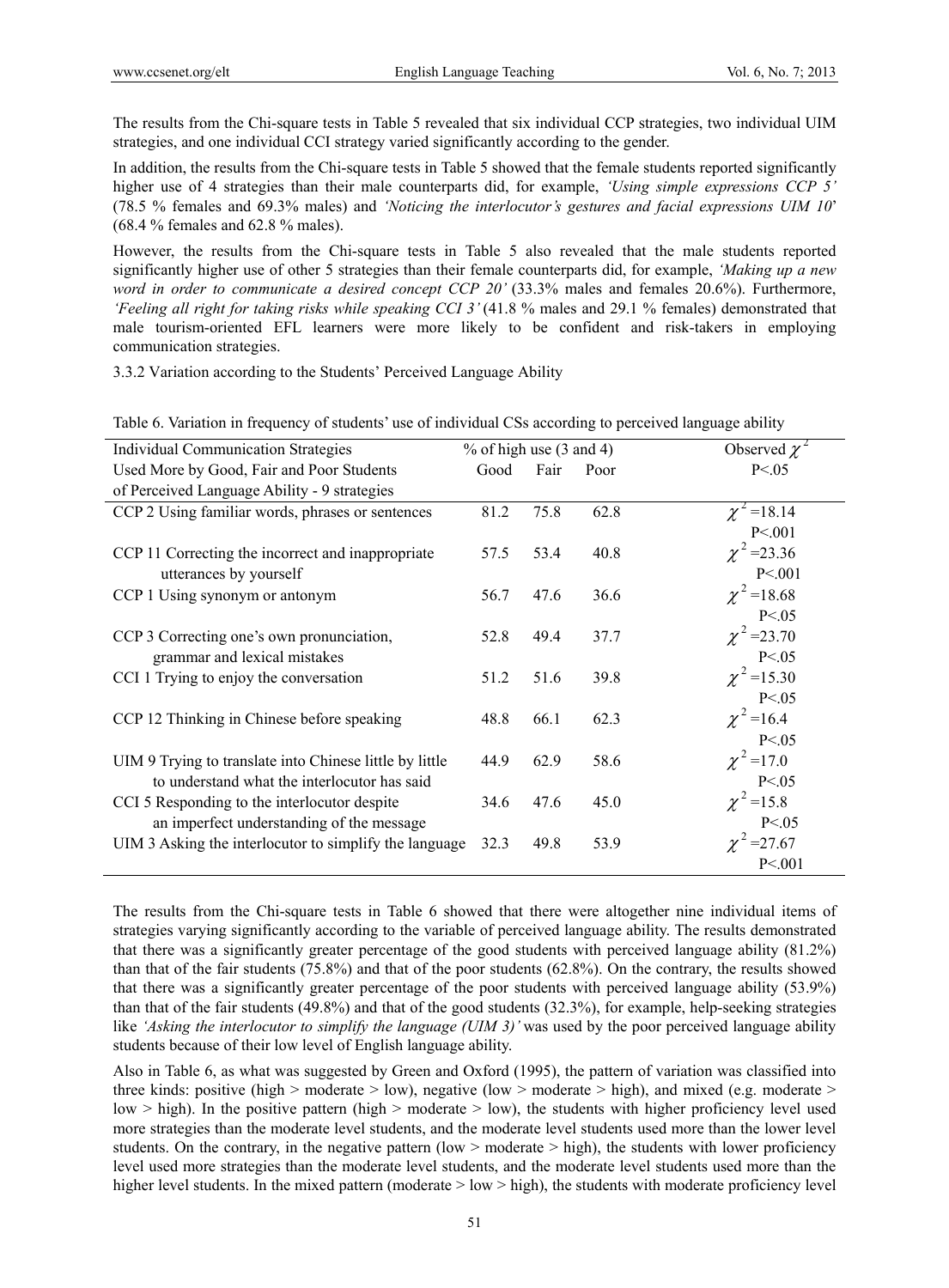The results from the Chi-square tests in Table 5 revealed that six individual CCP strategies, two individual UIM strategies, and one individual CCI strategy varied significantly according to the gender.

In addition, the results from the Chi-square tests in Table 5 showed that the female students reported significantly higher use of 4 strategies than their male counterparts did, for example, *'Using simple expressions CCP 5'* (78.5 % females and 69.3% males) and *'Noticing the interlocutor's gestures and facial expressions UIM 10*' (68.4 % females and 62.8 % males).

However, the results from the Chi-square tests in Table 5 also revealed that the male students reported significantly higher use of other 5 strategies than their female counterparts did, for example, *'Making up a new word in order to communicate a desired concept CCP 20'* (33.3% males and females 20.6%). Furthermore, *'Feeling all right for taking risks while speaking CCI 3'* (41.8 % males and 29.1 % females) demonstrated that male tourism-oriented EFL learners were more likely to be confident and risk-takers in employing communication strategies.

3.3.2 Variation according to the Students' Perceived Language Ability

Table 6. Variation in frequency of students' use of individual CSs according to perceived language ability

| Individual Communication Strategies Used More by Good, Fair and Poor Students of Perceived Language Ability - 9 strategies | % of high use (3 and 4) | | | Observed $\chi^2$ |
|---|---|---|---|---|
| | Good | Fair | Poor | $P<.05$ |
| CCP 2 Using familiar words, phrases or sentences | 81.2 | 75.8 | 62.8 | $\chi^2=18.14$ $P<.001$ |
| CCP 11 Correcting the incorrect and inappropriate utterances by yourself | 57.5 | 53.4 | 40.8 | $\chi^2=23.36$ $P<.001$ |
| CCP 1 Using synonym or antonym | 56.7 | 47.6 | 36.6 | $\chi^2=18.68$ $P<.05$ |
| CCP 3 Correcting one's own pronunciation, grammar and lexical mistakes | 52.8 | 49.4 | 37.7 | $\chi^2=23.70$ $P<.05$ |
| CCI 1 Trying to enjoy the conversation | 51.2 | 51.6 | 39.8 | $\chi^2=15.30$ $P<.05$ |
| CCP 12 Thinking in Chinese before speaking | 48.8 | 66.1 | 62.3 | $\chi^2=16.4$ $P<.05$ |
| UIM 9 Trying to translate into Chinese little by little to understand what the interlocutor has said | 44.9 | 62.9 | 58.6 | $\chi^2=17.0$ $P<.05$ |
| CCI 5 Responding to the interlocutor despite an imperfect understanding of the message | 34.6 | 47.6 | 45.0 | $\chi^2=15.8$ $P<.05$ |
| UIM 3 Asking the interlocutor to simplify the language | 32.3 | 49.8 | 53.9 | $\chi^2=27.67$ $P<.001$ |

The results from the Chi-square tests in Table 6 showed that there were altogether nine individual items of strategies varying significantly according to the variable of perceived language ability. The results demonstrated that there was a significantly greater percentage of the good students with perceived language ability (81.2%) than that of the fair students (75.8%) and that of the poor students (62.8%). On the contrary, the results showed that there was a significantly greater percentage of the poor students with perceived language ability (53.9%) than that of the fair students (49.8%) and that of the good students (32.3%), for example, help-seeking strategies like *'Asking the interlocutor to simplify the language (UIM 3)'* was used by the poor perceived language ability students because of their low level of English language ability.

Also in Table 6, as what was suggested by Green and Oxford (1995), the pattern of variation was classified into three kinds: positive (high > moderate > low), negative (low > moderate > high), and mixed (e.g. moderate > low > high). In the positive pattern (high > moderate > low), the students with higher proficiency level used more strategies than the moderate level students, and the moderate level students used more than the lower level students. On the contrary, in the negative pattern (low > moderate > high), the students with lower proficiency level used more strategies than the moderate level students, and the moderate level students used more than the higher level students. In the mixed pattern (moderate > low > high), the students with moderate proficiency level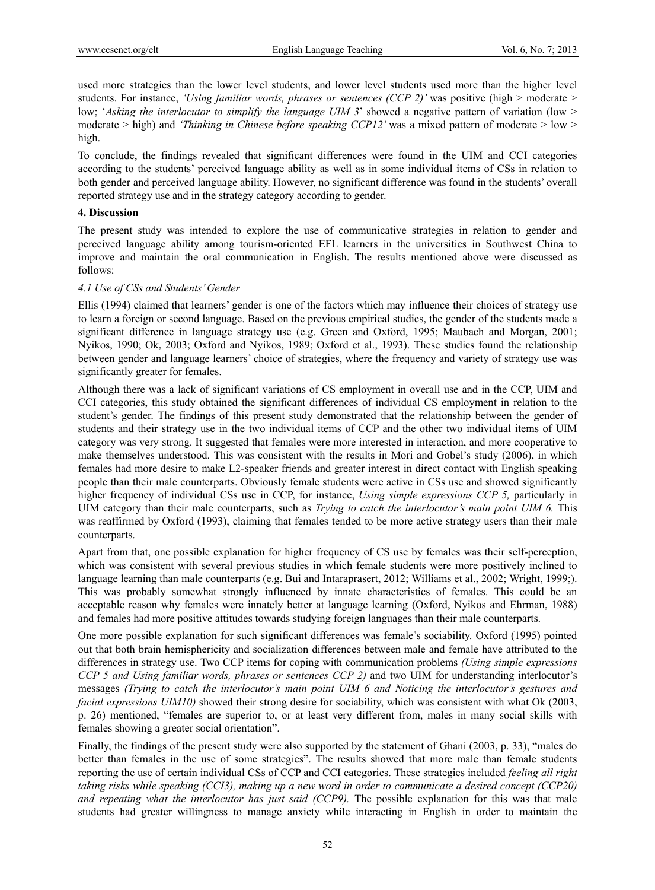used more strategies than the lower level students, and lower level students used more than the higher level students. For instance, *'Using familiar words, phrases or sentences (CCP 2)'* was positive (high > moderate > low; '*Asking the interlocutor to simplify the language UIM 3*' showed a negative pattern of variation (low > moderate > high) and *'Thinking in Chinese before speaking CCP12'* was a mixed pattern of moderate > low > high.

To conclude, the findings revealed that significant differences were found in the UIM and CCI categories according to the students' perceived language ability as well as in some individual items of CSs in relation to both gender and perceived language ability. However, no significant difference was found in the students' overall reported strategy use and in the strategy category according to gender.

## 4. Discussion

The present study was intended to explore the use of communicative strategies in relation to gender and perceived language ability among tourism-oriented EFL learners in the universities in Southwest China to improve and maintain the oral communication in English. The results mentioned above were discussed as follows:

### 4.1 Use of CSs and Students' Gender

Ellis (1994) claimed that learners' gender is one of the factors which may influence their choices of strategy use to learn a foreign or second language. Based on the previous empirical studies, the gender of the students made a significant difference in language strategy use (e.g. Green and Oxford, 1995; Maubach and Morgan, 2001; Nyikos, 1990; Ok, 2003; Oxford and Nyikos, 1989; Oxford et al., 1993). These studies found the relationship between gender and language learners' choice of strategies, where the frequency and variety of strategy use was significantly greater for females.

Although there was a lack of significant variations of CS employment in overall use and in the CCP, UIM and CCI categories, this study obtained the significant differences of individual CS employment in relation to the student's gender. The findings of this present study demonstrated that the relationship between the gender of students and their strategy use in the two individual items of CCP and the other two individual items of UIM category was very strong. It suggested that females were more interested in interaction, and more cooperative to make themselves understood. This was consistent with the results in Mori and Gobel's study (2006), in which females had more desire to make L2-speaker friends and greater interest in direct contact with English speaking people than their male counterparts. Obviously female students were active in CSs use and showed significantly higher frequency of individual CSs use in CCP, for instance, *Using simple expressions CCP 5,* particularly in UIM category than their male counterparts, such as *Trying to catch the interlocutor's main point UIM 6.* This was reaffirmed by Oxford (1993), claiming that females tended to be more active strategy users than their male counterparts.

Apart from that, one possible explanation for higher frequency of CS use by females was their self-perception, which was consistent with several previous studies in which female students were more positively inclined to language learning than male counterparts (e.g. Bui and Intaraprasert, 2012; Williams et al., 2002; Wright, 1999;). This was probably somewhat strongly influenced by innate characteristics of females. This could be an acceptable reason why females were innately better at language learning (Oxford, Nyikos and Ehrman, 1988) and females had more positive attitudes towards studying foreign languages than their male counterparts.

One more possible explanation for such significant differences was female's sociability. Oxford (1995) pointed out that both brain hemisphericity and socialization differences between male and female have attributed to the differences in strategy use. Two CCP items for coping with communication problems *(Using simple expressions CCP 5 and Using familiar words, phrases or sentences CCP 2)* and two UIM for understanding interlocutor's messages *(Trying to catch the interlocutor's main point UIM 6 and Noticing the interlocutor's gestures and facial expressions UIM10)* showed their strong desire for sociability, which was consistent with what Ok (2003, p. 26) mentioned, "females are superior to, or at least very different from, males in many social skills with females showing a greater social orientation".

Finally, the findings of the present study were also supported by the statement of Ghani (2003, p. 33), "males do better than females in the use of some strategies". The results showed that more male than female students reporting the use of certain individual CSs of CCP and CCI categories. These strategies included *feeling all right taking risks while speaking (CCI3), making up a new word in order to communicate a desired concept (CCP20) and repeating what the interlocutor has just said (CCP9).* The possible explanation for this was that male students had greater willingness to manage anxiety while interacting in English in order to maintain the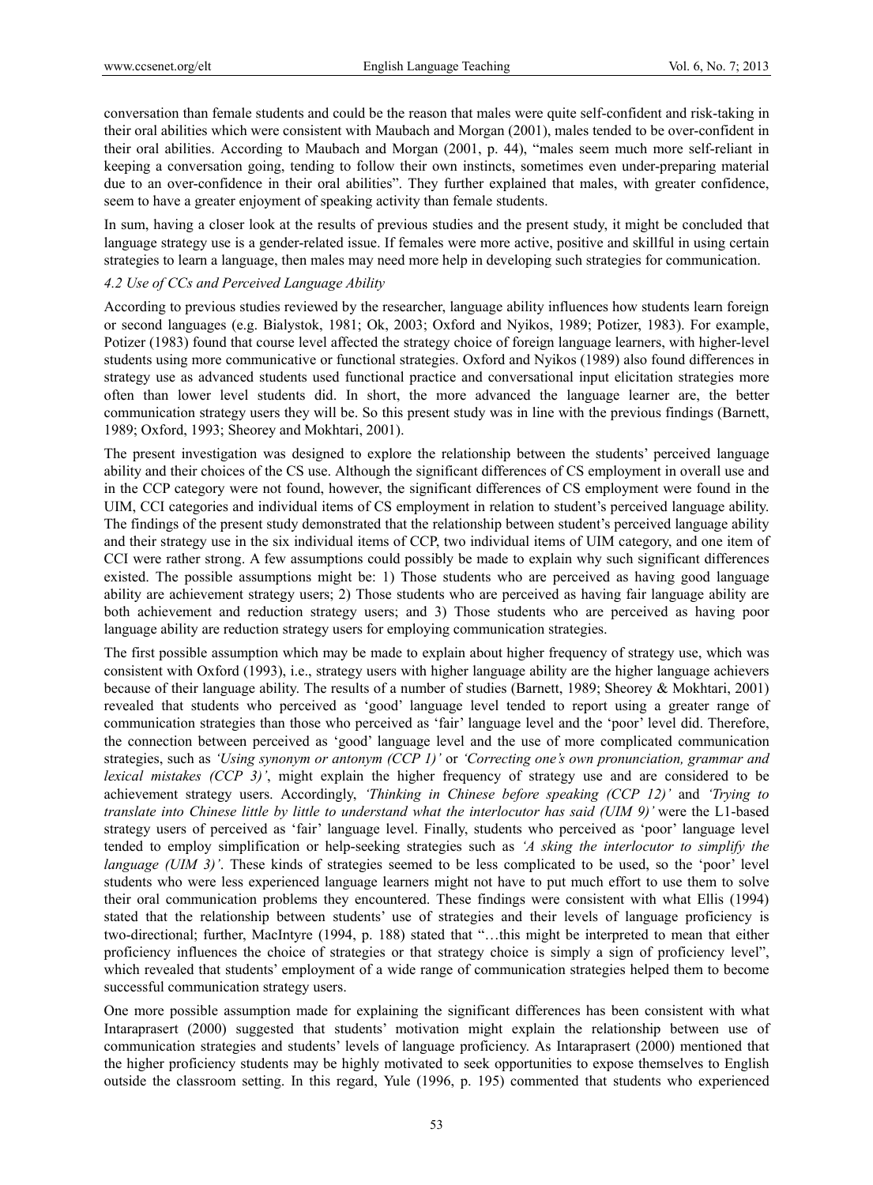conversation than female students and could be the reason that males were quite self-confident and risk-taking in their oral abilities which were consistent with Maubach and Morgan (2001), males tended to be over-confident in their oral abilities. According to Maubach and Morgan (2001, p. 44), "males seem much more self-reliant in keeping a conversation going, tending to follow their own instincts, sometimes even under-preparing material due to an over-confidence in their oral abilities". They further explained that males, with greater confidence, seem to have a greater enjoyment of speaking activity than female students.

In sum, having a closer look at the results of previous studies and the present study, it might be concluded that language strategy use is a gender-related issue. If females were more active, positive and skillful in using certain strategies to learn a language, then males may need more help in developing such strategies for communication.

#### *4.2 Use of CCs and Perceived Language Ability*

According to previous studies reviewed by the researcher, language ability influences how students learn foreign or second languages (e.g. Bialystok, 1981; Ok, 2003; Oxford and Nyikos, 1989; Potizer, 1983). For example, Potizer (1983) found that course level affected the strategy choice of foreign language learners, with higher-level students using more communicative or functional strategies. Oxford and Nyikos (1989) also found differences in strategy use as advanced students used functional practice and conversational input elicitation strategies more often than lower level students did. In short, the more advanced the language learner are, the better communication strategy users they will be. So this present study was in line with the previous findings (Barnett, 1989; Oxford, 1993; Sheorey and Mokhtari, 2001).

The present investigation was designed to explore the relationship between the students' perceived language ability and their choices of the CS use. Although the significant differences of CS employment in overall use and in the CCP category were not found, however, the significant differences of CS employment were found in the UIM, CCI categories and individual items of CS employment in relation to student's perceived language ability. The findings of the present study demonstrated that the relationship between student's perceived language ability and their strategy use in the six individual items of CCP, two individual items of UIM category, and one item of CCI were rather strong. A few assumptions could possibly be made to explain why such significant differences existed. The possible assumptions might be: 1) Those students who are perceived as having good language ability are achievement strategy users; 2) Those students who are perceived as having fair language ability are both achievement and reduction strategy users; and 3) Those students who are perceived as having poor language ability are reduction strategy users for employing communication strategies.

The first possible assumption which may be made to explain about higher frequency of strategy use, which was consistent with Oxford (1993), i.e., strategy users with higher language ability are the higher language achievers because of their language ability. The results of a number of studies (Barnett, 1989; Sheorey & Mokhtari, 2001) revealed that students who perceived as 'good' language level tended to report using a greater range of communication strategies than those who perceived as 'fair' language level and the 'poor' level did. Therefore, the connection between perceived as 'good' language level and the use of more complicated communication strategies, such as *'Using synonym or antonym (CCP 1)'* or *'Correcting one's own pronunciation, grammar and lexical mistakes (CCP 3)'*, might explain the higher frequency of strategy use and are considered to be achievement strategy users. Accordingly, *'Thinking in Chinese before speaking (CCP 12)'* and *'Trying to translate into Chinese little by little to understand what the interlocutor has said (UIM 9)'* were the L1-based strategy users of perceived as 'fair' language level. Finally, students who perceived as 'poor' language level tended to employ simplification or help-seeking strategies such as *'A sking the interlocutor to simplify the language (UIM 3)'*. These kinds of strategies seemed to be less complicated to be used, so the 'poor' level students who were less experienced language learners might not have to put much effort to use them to solve their oral communication problems they encountered. These findings were consistent with what Ellis (1994) stated that the relationship between students' use of strategies and their levels of language proficiency is two-directional; further, MacIntyre (1994, p. 188) stated that "…this might be interpreted to mean that either proficiency influences the choice of strategies or that strategy choice is simply a sign of proficiency level", which revealed that students' employment of a wide range of communication strategies helped them to become successful communication strategy users.

One more possible assumption made for explaining the significant differences has been consistent with what Intaraprasert (2000) suggested that students' motivation might explain the relationship between use of communication strategies and students' levels of language proficiency. As Intaraprasert (2000) mentioned that the higher proficiency students may be highly motivated to seek opportunities to expose themselves to English outside the classroom setting. In this regard, Yule (1996, p. 195) commented that students who experienced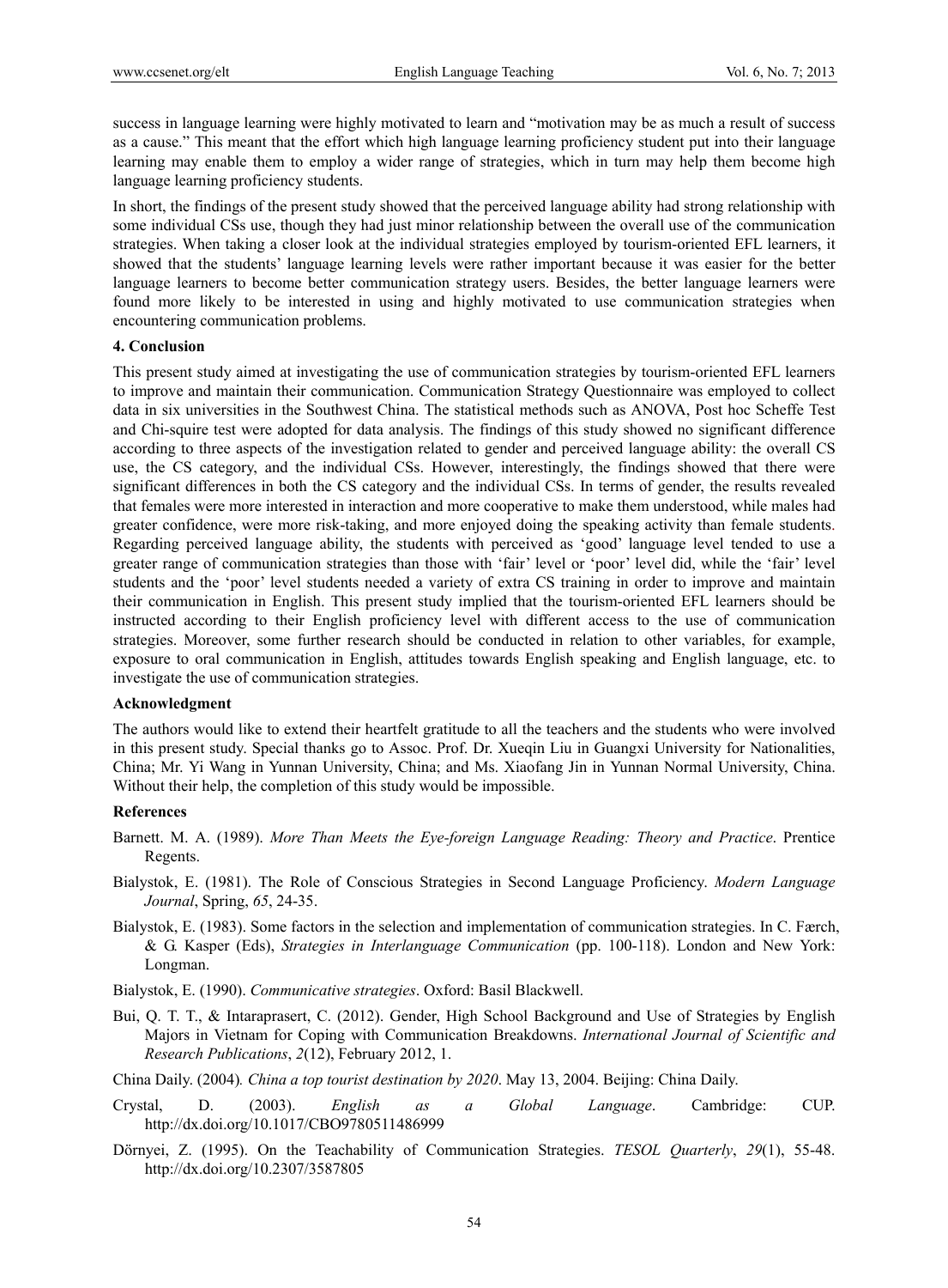success in language learning were highly motivated to learn and "motivation may be as much a result of success as a cause." This meant that the effort which high language learning proficiency student put into their language learning may enable them to employ a wider range of strategies, which in turn may help them become high language learning proficiency students.

In short, the findings of the present study showed that the perceived language ability had strong relationship with some individual CSs use, though they had just minor relationship between the overall use of the communication strategies. When taking a closer look at the individual strategies employed by tourism-oriented EFL learners, it showed that the students' language learning levels were rather important because it was easier for the better language learners to become better communication strategy users. Besides, the better language learners were found more likely to be interested in using and highly motivated to use communication strategies when encountering communication problems.

## 4. Conclusion

This present study aimed at investigating the use of communication strategies by tourism-oriented EFL learners to improve and maintain their communication. Communication Strategy Questionnaire was employed to collect data in six universities in the Southwest China. The statistical methods such as ANOVA, Post hoc Scheffe Test and Chi-squire test were adopted for data analysis. The findings of this study showed no significant difference according to three aspects of the investigation related to gender and perceived language ability: the overall CS use, the CS category, and the individual CSs. However, interestingly, the findings showed that there were significant differences in both the CS category and the individual CSs. In terms of gender, the results revealed that females were more interested in interaction and more cooperative to make them understood, while males had greater confidence, were more risk-taking, and more enjoyed doing the speaking activity than female students. Regarding perceived language ability, the students with perceived as 'good' language level tended to use a greater range of communication strategies than those with 'fair' level or 'poor' level did, while the 'fair' level students and the 'poor' level students needed a variety of extra CS training in order to improve and maintain their communication in English. This present study implied that the tourism-oriented EFL learners should be instructed according to their English proficiency level with different access to the use of communication strategies. Moreover, some further research should be conducted in relation to other variables, for example, exposure to oral communication in English, attitudes towards English speaking and English language, etc. to investigate the use of communication strategies.

## Acknowledgment

The authors would like to extend their heartfelt gratitude to all the teachers and the students who were involved in this present study. Special thanks go to Assoc. Prof. Dr. Xueqin Liu in Guangxi University for Nationalities, China; Mr. Yi Wang in Yunnan University, China; and Ms. Xiaofang Jin in Yunnan Normal University, China. Without their help, the completion of this study would be impossible.

## References

Barnett. M. A. (1989). *More Than Meets the Eye-foreign Language Reading: Theory and Practice*. Prentice Regents.

Bialystok, E. (1981). The Role of Conscious Strategies in Second Language Proficiency. *Modern Language Journal*, Spring, *65*, 24-35.

Bialystok, E. (1983). Some factors in the selection and implementation of communication strategies. In C. Færch, & G. Kasper (Eds), *Strategies in Interlanguage Communication* (pp. 100-118). London and New York: Longman.

Bialystok, E. (1990). *Communicative strategies*. Oxford: Basil Blackwell.

Bui, Q. T. T., & Intaraprasert, C. (2012). Gender, High School Background and Use of Strategies by English Majors in Vietnam for Coping with Communication Breakdowns. *International Journal of Scientific and Research Publications*, *2*(12), February 2012, 1.

China Daily. (2004). *China a top tourist destination by 2020*. May 13, 2004. Beijing: China Daily.

Crystal, D. (2003). *English as a Global Language*. Cambridge: CUP. http://dx.doi.org/10.1017/CBO9780511486999

Dörnyei, Z. (1995). On the Teachability of Communication Strategies. *TESOL Quarterly*, *29*(1), 55-48. http://dx.doi.org/10.2307/3587805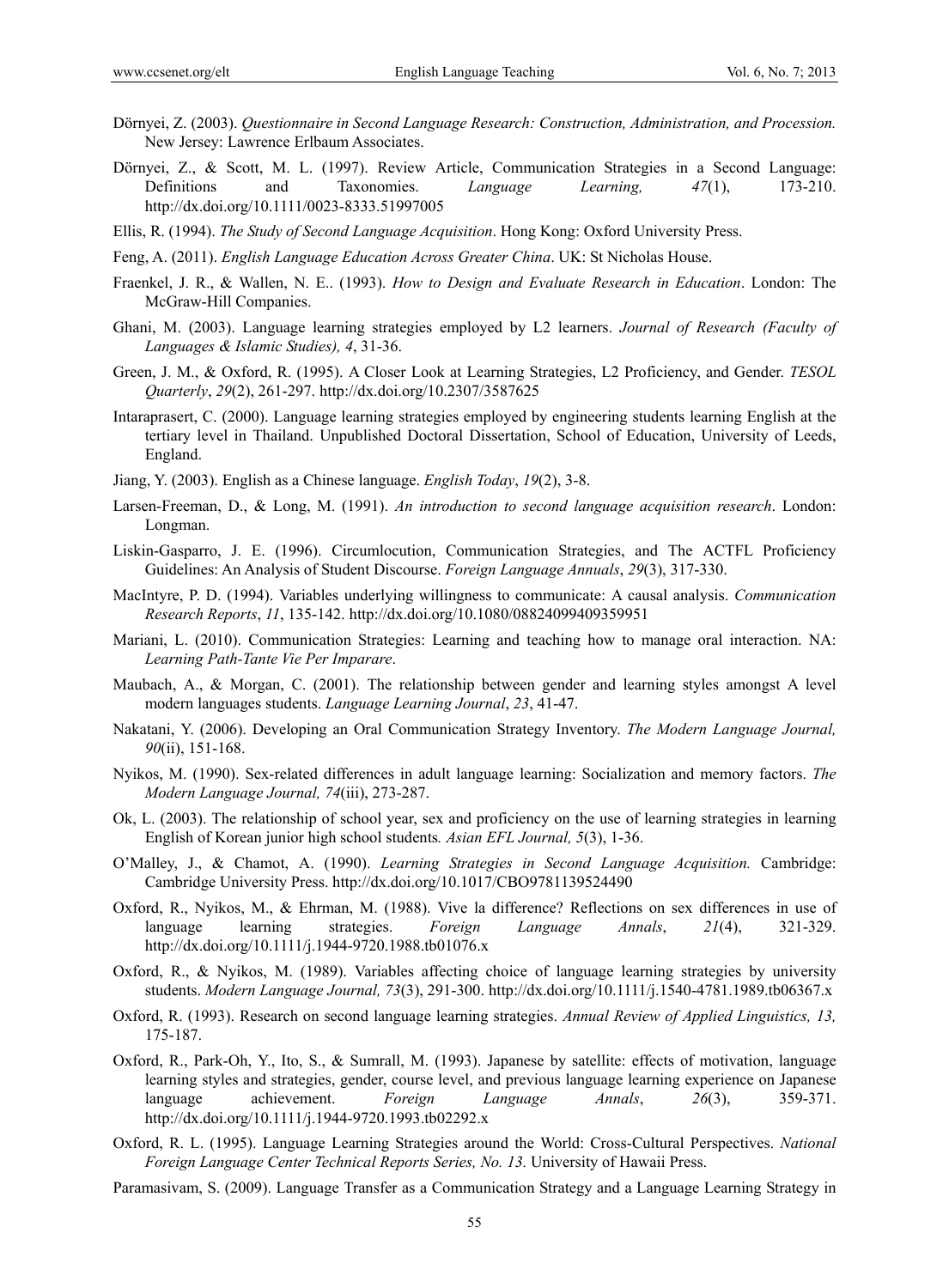Dörnyei, Z. (2003). *Questionnaire in Second Language Research: Construction, Administration, and Procession.* New Jersey: Lawrence Erlbaum Associates.

Dörnyei, Z., & Scott, M. L. (1997). Review Article, Communication Strategies in a Second Language: Definitions and Taxonomies. *Language Learning, 47*(1), 173-210. http://dx.doi.org/10.1111/0023-8333.51997005

Ellis, R. (1994). *The Study of Second Language Acquisition*. Hong Kong: Oxford University Press.

Feng, A. (2011). *English Language Education Across Greater China*. UK: St Nicholas House.

Fraenkel, J. R., & Wallen, N. E.. (1993). *How to Design and Evaluate Research in Education*. London: The McGraw-Hill Companies.

Ghani, M. (2003). Language learning strategies employed by L2 learners. *Journal of Research (Faculty of Languages & Islamic Studies), 4*, 31-36.

Green, J. M., & Oxford, R. (1995). A Closer Look at Learning Strategies, L2 Proficiency, and Gender. *TESOL Quarterly*, *29*(2), 261-297. http://dx.doi.org/10.2307/3587625

Intaraprasert, C. (2000). Language learning strategies employed by engineering students learning English at the tertiary level in Thailand. Unpublished Doctoral Dissertation, School of Education, University of Leeds, England.

Jiang, Y. (2003). English as a Chinese language. *English Today*, *19*(2), 3-8.

Larsen-Freeman, D., & Long, M. (1991). *An introduction to second language acquisition research*. London: Longman.

Liskin-Gasparro, J. E. (1996). Circumlocution, Communication Strategies, and The ACTFL Proficiency Guidelines: An Analysis of Student Discourse. *Foreign Language Annuals*, *29*(3), 317-330.

MacIntyre, P. D. (1994). Variables underlying willingness to communicate: A causal analysis. *Communication Research Reports*, *11*, 135-142. http://dx.doi.org/10.1080/08824099409359951

Mariani, L. (2010). Communication Strategies: Learning and teaching how to manage oral interaction. NA: *Learning Path-Tante Vie Per Imparare*.

Maubach, A., & Morgan, C. (2001). The relationship between gender and learning styles amongst A level modern languages students. *Language Learning Journal*, *23*, 41-47.

Nakatani, Y. (2006). Developing an Oral Communication Strategy Inventory. *The Modern Language Journal, 90*(ii), 151-168.

Nyikos, M. (1990). Sex-related differences in adult language learning: Socialization and memory factors. *The Modern Language Journal, 74*(iii), 273-287.

Ok, L. (2003). The relationship of school year, sex and proficiency on the use of learning strategies in learning English of Korean junior high school students*. Asian EFL Journal, 5*(3), 1-36.

O'Malley, J., & Chamot, A. (1990). *Learning Strategies in Second Language Acquisition.* Cambridge: Cambridge University Press. http://dx.doi.org/10.1017/CBO9781139524490

Oxford, R., Nyikos, M., & Ehrman, M. (1988). Vive la difference? Reflections on sex differences in use of language learning strategies. *Foreign Language Annals*, *21*(4), 321-329. http://dx.doi.org/10.1111/j.1944-9720.1988.tb01076.x

Oxford, R., & Nyikos, M. (1989). Variables affecting choice of language learning strategies by university students. *Modern Language Journal, 73*(3), 291-300. http://dx.doi.org/10.1111/j.1540-4781.1989.tb06367.x

Oxford, R. (1993). Research on second language learning strategies. *Annual Review of Applied Linguistics, 13,* 175-187.

Oxford, R., Park-Oh, Y., Ito, S., & Sumrall, M. (1993). Japanese by satellite: effects of motivation, language learning styles and strategies, gender, course level, and previous language learning experience on Japanese language achievement. *Foreign Language Annals*, *26*(3), 359-371. http://dx.doi.org/10.1111/j.1944-9720.1993.tb02292.x

Oxford, R. L. (1995). Language Learning Strategies around the World: Cross-Cultural Perspectives. *National Foreign Language Center Technical Reports Series, No. 13.* University of Hawaii Press.

Paramasivam, S. (2009). Language Transfer as a Communication Strategy and a Language Learning Strategy in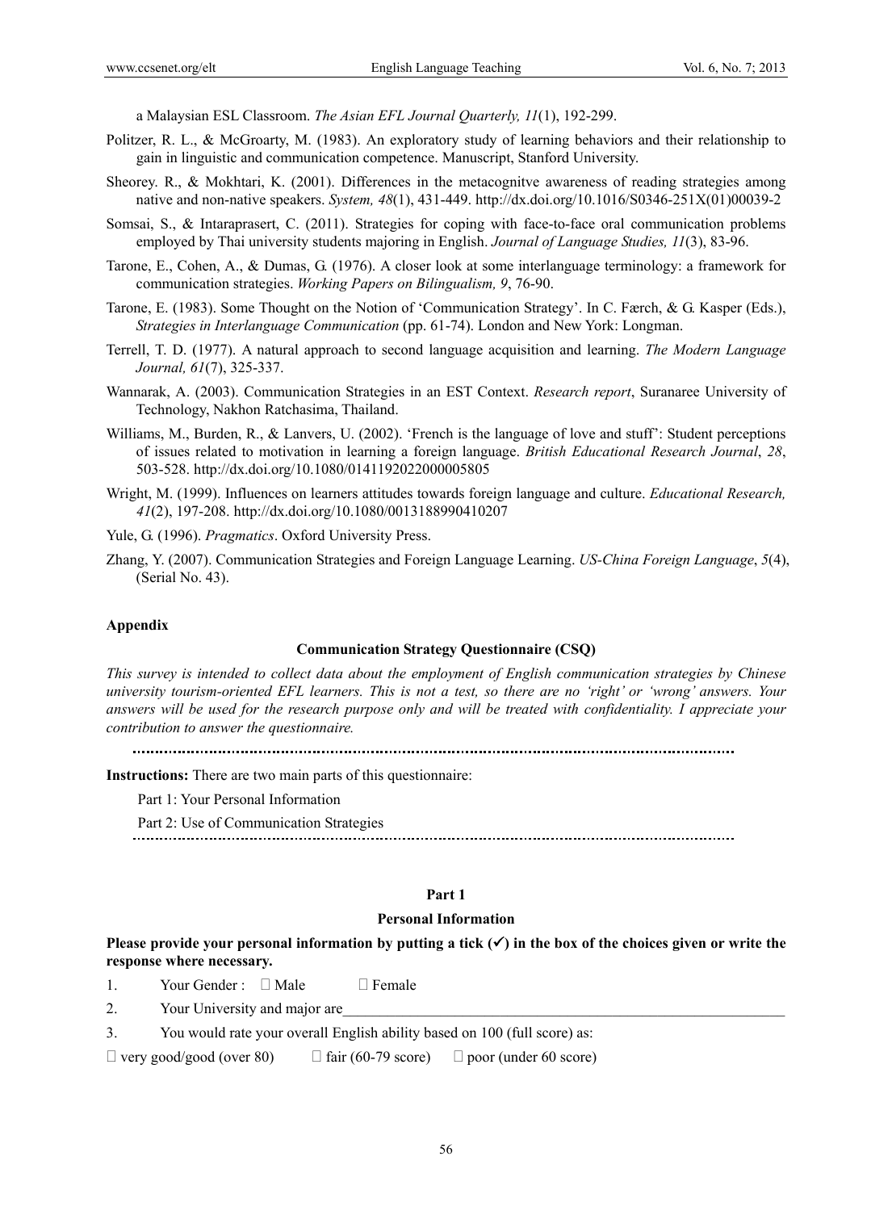a Malaysian ESL Classroom. *The Asian EFL Journal Quarterly, 11*(1), 192-299.

Politzer, R. L., & McGroarty, M. (1983). An exploratory study of learning behaviors and their relationship to gain in linguistic and communication competence. Manuscript, Stanford University.

Sheorey. R., & Mokhtari, K. (2001). Differences in the metacognitve awareness of reading strategies among native and non-native speakers. *System, 48*(1), 431-449. http://dx.doi.org/10.1016/S0346-251X(01)00039-2

Somsai, S., & Intaraprasert, C. (2011). Strategies for coping with face-to-face oral communication problems employed by Thai university students majoring in English. *Journal of Language Studies, 11*(3), 83-96.

Tarone, E., Cohen, A., & Dumas, G. (1976). A closer look at some interlanguage terminology: a framework for communication strategies. *Working Papers on Bilingualism, 9*, 76-90.

Tarone, E. (1983). Some Thought on the Notion of 'Communication Strategy'. In C. Færch, & G. Kasper (Eds.), *Strategies in Interlanguage Communication* (pp. 61-74). London and New York: Longman.

Terrell, T. D. (1977). A natural approach to second language acquisition and learning. *The Modern Language Journal, 61*(7), 325-337.

Wannarak, A. (2003). Communication Strategies in an EST Context. *Research report*, Suranaree University of Technology, Nakhon Ratchasima, Thailand.

Williams, M., Burden, R., & Lanvers, U. (2002). 'French is the language of love and stuff': Student perceptions of issues related to motivation in learning a foreign language. *British Educational Research Journal*, *28*, 503-528. http://dx.doi.org/10.1080/0141192022000005805

Wright, M. (1999). Influences on learners attitudes towards foreign language and culture. *Educational Research, 41*(2), 197-208. http://dx.doi.org/10.1080/0013188990410207

Yule, G. (1996). *Pragmatics*. Oxford University Press.

Zhang, Y. (2007). Communication Strategies and Foreign Language Learning. *US-China Foreign Language*, *5*(4), (Serial No. 43).

## Appendix

### Communication Strategy Questionnaire (CSQ)

*This survey is intended to collect data about the employment of English communication strategies by Chinese university tourism-oriented EFL learners. This is not a test, so there are no 'right' or 'wrong' answers. Your answers will be used for the research purpose only and will be treated with confidentiality. I appreciate your contribution to answer the questionnaire.*

**Instructions:** There are two main parts of this questionnaire:

Part 1: Your Personal Information

Part 2: Use of Communication Strategies

### Part 1

### Personal Information

**Please provide your personal information by putting a tick (✓) in the box of the choices given or write the response where necessary.**

1. Your Gender : ☐ Male ☐ Female
2. Your University and major are\_\_\_\_\_\_\_\_\_\_\_\_\_\_\_\_\_\_\_\_\_\_\_\_\_\_\_\_\_\_\_\_\_\_\_\_\_\_\_\_\_\_\_\_
3. You would rate your overall English ability based on 100 (full score) as:

☐ very good/good (over 80) ☐ fair (60-79 score) ☐ poor (under 60 score)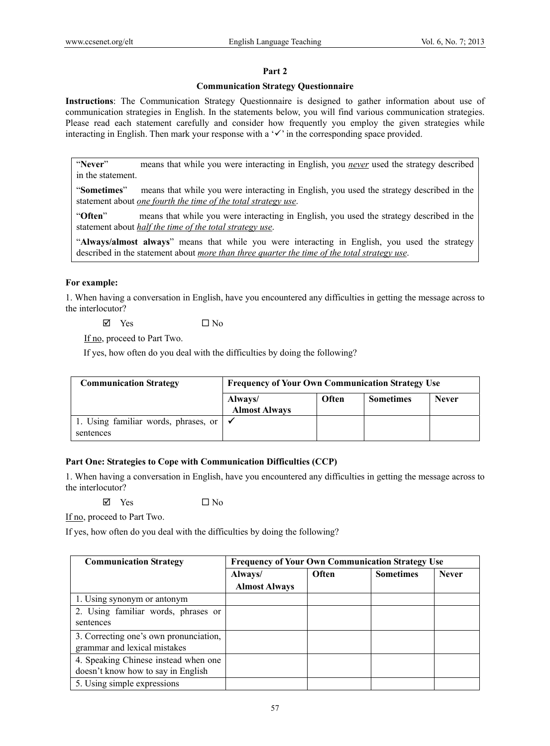## Part 2

### Communication Strategy Questionnaire

**Instructions**: The Communication Strategy Questionnaire is designed to gather information about use of communication strategies in English. In the statements below, you will find various communication strategies. Please read each statement carefully and consider how frequently you employ the given strategies while interacting in English. Then mark your response with a '✓' in the corresponding space provided.

> "**Never**" means that while you were interacting in English, you *never* used the strategy described in the statement.
>
> "**Sometimes**" means that while you were interacting in English, you used the strategy described in the statement about *one fourth the time of the total strategy use*.
>
> "**Often**" means that while you were interacting in English, you used the strategy described in the statement about *half the time of the total strategy use*.
>
> "**Always/almost always**" means that while you were interacting in English, you used the strategy described in the statement about *more than three quarter the time of the total strategy use*.

**For example:**

1. When having a conversation in English, have you encountered any difficulties in getting the message across to the interlocutor?

☑ Yes ☐ No

If no, proceed to Part Two.

If yes, how often do you deal with the difficulties by doing the following?

| Communication Strategy | Frequency of Your Own Communication Strategy Use | | | |
|---|---|---|---|---|
| | Always/ Almost Always | Often | Sometimes | Never |
| 1. Using familiar words, phrases, or sentences | ✓ | | | |

**Part One: Strategies to Cope with Communication Difficulties (CCP)**

1. When having a conversation in English, have you encountered any difficulties in getting the message across to the interlocutor?

☑ Yes ☐ No

If no, proceed to Part Two.

If yes, how often do you deal with the difficulties by doing the following?

| Communication Strategy | Frequency of Your Own Communication Strategy Use | | | |
|---|---|---|---|---|
| | Always/ Almost Always | Often | Sometimes | Never |
| 1. Using synonym or antonym | | | | |
| 2. Using familiar words, phrases or sentences | | | | |
| 3. Correcting one's own pronunciation, grammar and lexical mistakes | | | | |
| 4. Speaking Chinese instead when one doesn't know how to say in English | | | | |
| 5. Using simple expressions | | | | |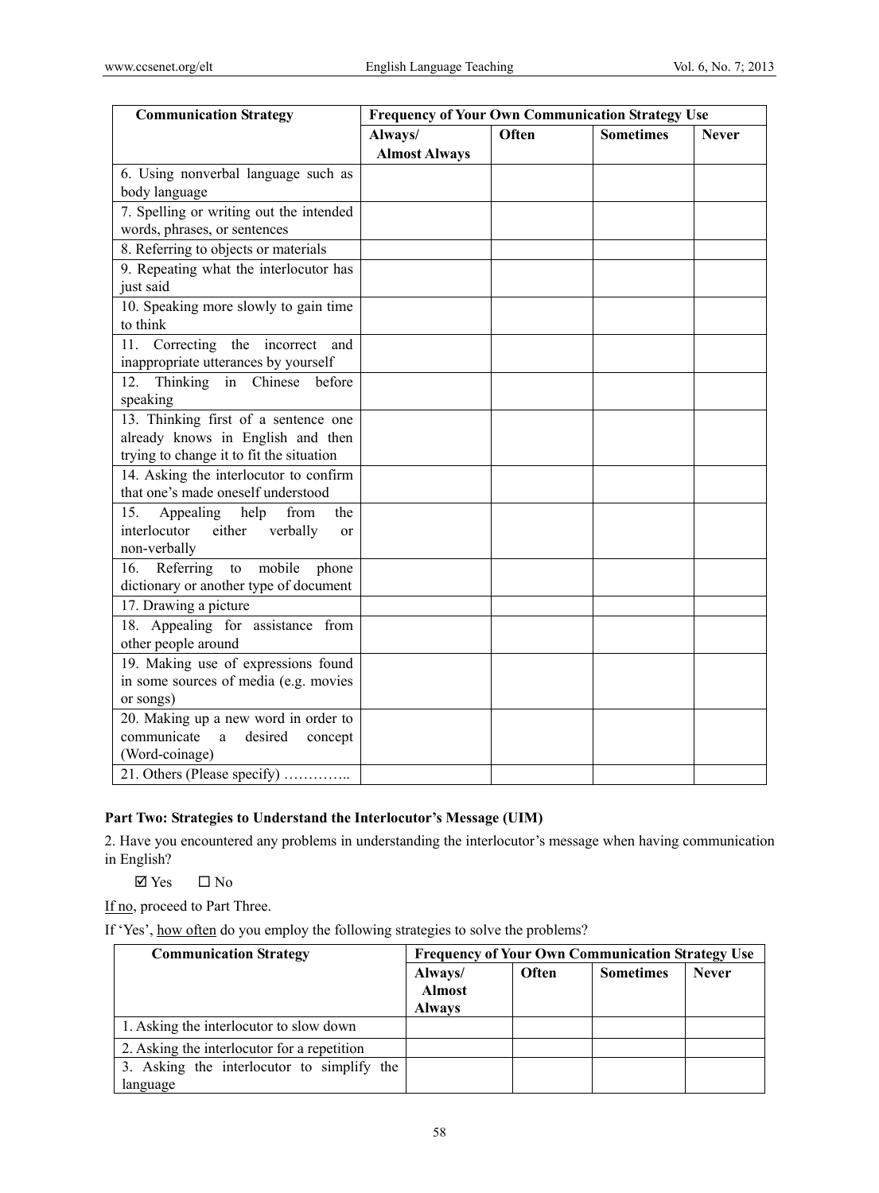| Communication Strategy | Frequency of Your Own Communication Strategy Use | | | |
|---|---|---|---|---|
| | Always/ Almost Always | Often | Sometimes | Never |
| 6. Using nonverbal language such as body language | | | | |
| 7. Spelling or writing out the intended words, phrases, or sentences | | | | |
| 8. Referring to objects or materials | | | | |
| 9. Repeating what the interlocutor has just said | | | | |
| 10. Speaking more slowly to gain time to think | | | | |
| 11. Correcting the incorrect and inappropriate utterances by yourself | | | | |
| 12. Thinking in Chinese before speaking | | | | |
| 13. Thinking first of a sentence one already knows in English and then trying to change it to fit the situation | | | | |
| 14. Asking the interlocutor to confirm that one's made oneself understood | | | | |
| 15. Appealing help from the interlocutor either verbally or non-verbally | | | | |
| 16. Referring to mobile phone dictionary or another type of document | | | | |
| 17. Drawing a picture | | | | |
| 18. Appealing for assistance from other people around | | | | |
| 19. Making use of expressions found in some sources of media (e.g. movies or songs) | | | | |
| 20. Making up a new word in order to communicate a desired concept (Word-coinage) | | | | |
| 21. Others (Please specify) ………….. | | | | |

**Part Two: Strategies to Understand the Interlocutor's Message (UIM)**

2. Have you encountered any problems in understanding the interlocutor's message when having communication in English?

☑ Yes ☐ No

If no, proceed to Part Three.

If 'Yes', how often do you employ the following strategies to solve the problems?

| Communication Strategy | Frequency of Your Own Communication Strategy Use | | | |
|---|---|---|---|---|
| | Always/ Almost Always | Often | Sometimes | Never |
| 1. Asking the interlocutor to slow down | | | | |
| 2. Asking the interlocutor for a repetition | | | | |
| 3. Asking the interlocutor to simplify the language | | | | |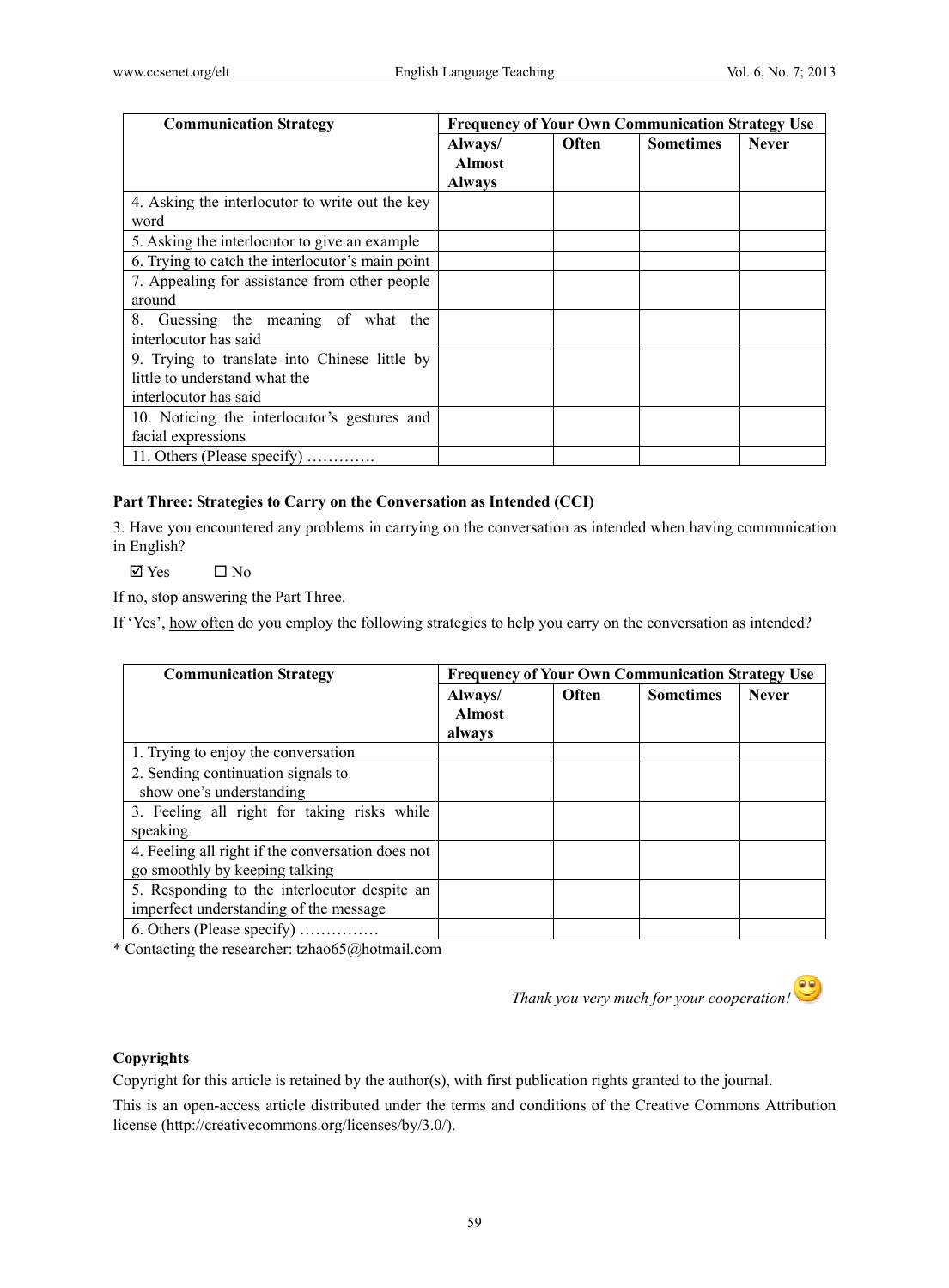| Communication Strategy | Frequency of Your Own Communication Strategy Use | | | |
|---|---|---|---|---|
| | Always/ Almost Always | Often | Sometimes | Never |
| 4. Asking the interlocutor to write out the key word | | | | |
| 5. Asking the interlocutor to give an example | | | | |
| 6. Trying to catch the interlocutor's main point | | | | |
| 7. Appealing for assistance from other people around | | | | |
| 8. Guessing the meaning of what the interlocutor has said | | | | |
| 9. Trying to translate into Chinese little by little to understand what the interlocutor has said | | | | |
| 10. Noticing the interlocutor's gestures and facial expressions | | | | |
| 11. Others (Please specify) …………. | | | | |

**Part Three: Strategies to Carry on the Conversation as Intended (CCI)**

3. Have you encountered any problems in carrying on the conversation as intended when having communication in English?

☑ Yes ☐ No

<u>If no</u>, stop answering the Part Three.

If 'Yes', <u>how often</u> do you employ the following strategies to help you carry on the conversation as intended?

| Communication Strategy | Frequency of Your Own Communication Strategy Use | | | |
|---|---|---|---|---|
| | Always/ Almost always | Often | Sometimes | Never |
| 1. Trying to enjoy the conversation | | | | |
| 2. Sending continuation signals to show one's understanding | | | | |
| 3. Feeling all right for taking risks while speaking | | | | |
| 4. Feeling all right if the conversation does not go smoothly by keeping talking | | | | |
| 5. Responding to the interlocutor despite an imperfect understanding of the message | | | | |
| 6. Others (Please specify) …………… | | | | |

\* Contacting the researcher: tzhao65@hotmail.com

*Thank you very much for your cooperation!*

**Copyrights**

Copyright for this article is retained by the author(s), with first publication rights granted to the journal.

This is an open-access article distributed under the terms and conditions of the Creative Commons Attribution license (http://creativecommons.org/licenses/by/3.0/).